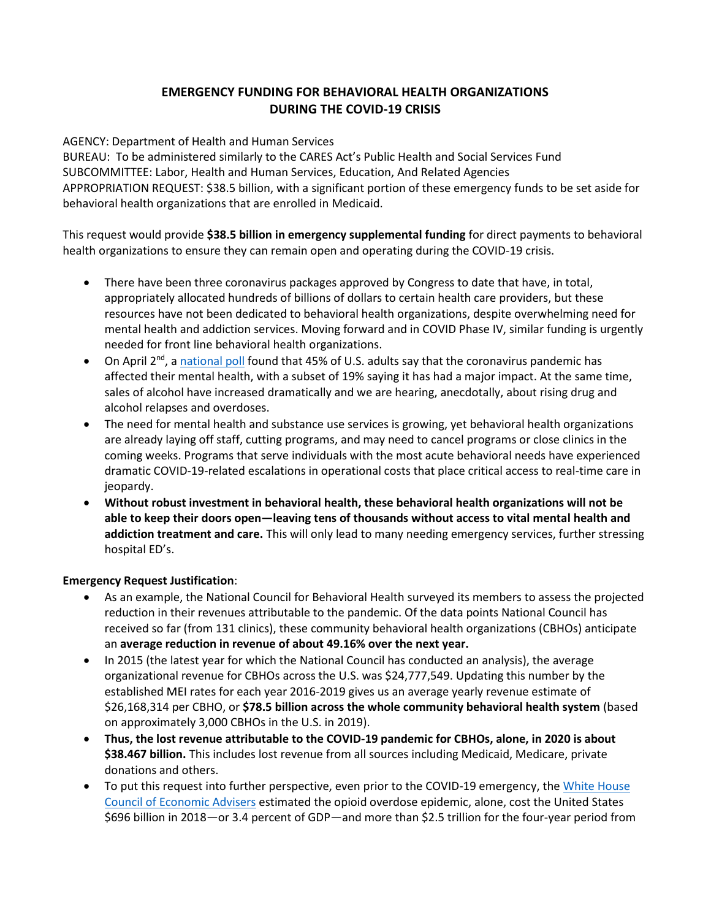# EMERGENCY FUNDING FOR BEHAVIORAL HEALTH ORGANIZATIONS DURING THE COVID-19 CRISIS

AGENCY: Department of Health and Human Services
BUREAU: To be administered similarly to the CARES Act's Public Health and Social Services Fund
SUBCOMMITTEE: Labor, Health and Human Services, Education, And Related Agencies
APPROPRIATION REQUEST: $38.5 billion, with a significant portion of these emergency funds to be set aside for behavioral health organizations that are enrolled in Medicaid.

This request would provide **$38.5 billion in emergency supplemental funding** for direct payments to behavioral health organizations to ensure they can remain open and operating during the COVID-19 crisis.

- There have been three coronavirus packages approved by Congress to date that have, in total, appropriately allocated hundreds of billions of dollars to certain health care providers, but these resources have not been dedicated to behavioral health organizations, despite overwhelming need for mental health and addiction services. Moving forward and in COVID Phase IV, similar funding is urgently needed for front line behavioral health organizations.
- On April 2nd, a national poll found that 45% of U.S. adults say that the coronavirus pandemic has affected their mental health, with a subset of 19% saying it has had a major impact. At the same time, sales of alcohol have increased dramatically and we are hearing, anecdotally, about rising drug and alcohol relapses and overdoses.
- The need for mental health and substance use services is growing, yet behavioral health organizations are already laying off staff, cutting programs, and may need to cancel programs or close clinics in the coming weeks. Programs that serve individuals with the most acute behavioral needs have experienced dramatic COVID-19-related escalations in operational costs that place critical access to real-time care in jeopardy.
- **Without robust investment in behavioral health, these behavioral health organizations will not be able to keep their doors open—leaving tens of thousands without access to vital mental health and addiction treatment and care.** This will only lead to many needing emergency services, further stressing hospital ED's.

**Emergency Request Justification**:

- As an example, the National Council for Behavioral Health surveyed its members to assess the projected reduction in their revenues attributable to the pandemic. Of the data points National Council has received so far (from 131 clinics), these community behavioral health organizations (CBHOs) anticipate an **average reduction in revenue of about 49.16% over the next year.**
- In 2015 (the latest year for which the National Council has conducted an analysis), the average organizational revenue for CBHOs across the U.S. was $24,777,549. Updating this number by the established MEI rates for each year 2016-2019 gives us an average yearly revenue estimate of $26,168,314 per CBHO, or **$78.5 billion across the whole community behavioral health system** (based on approximately 3,000 CBHOs in the U.S. in 2019).
- **Thus, the lost revenue attributable to the COVID-19 pandemic for CBHOs, alone, in 2020 is about $38.467 billion.** This includes lost revenue from all sources including Medicaid, Medicare, private donations and others.
- To put this request into further perspective, even prior to the COVID-19 emergency, the White House Council of Economic Advisers estimated the opioid overdose epidemic, alone, cost the United States $696 billion in 2018—or 3.4 percent of GDP—and more than $2.5 trillion for the four-year period from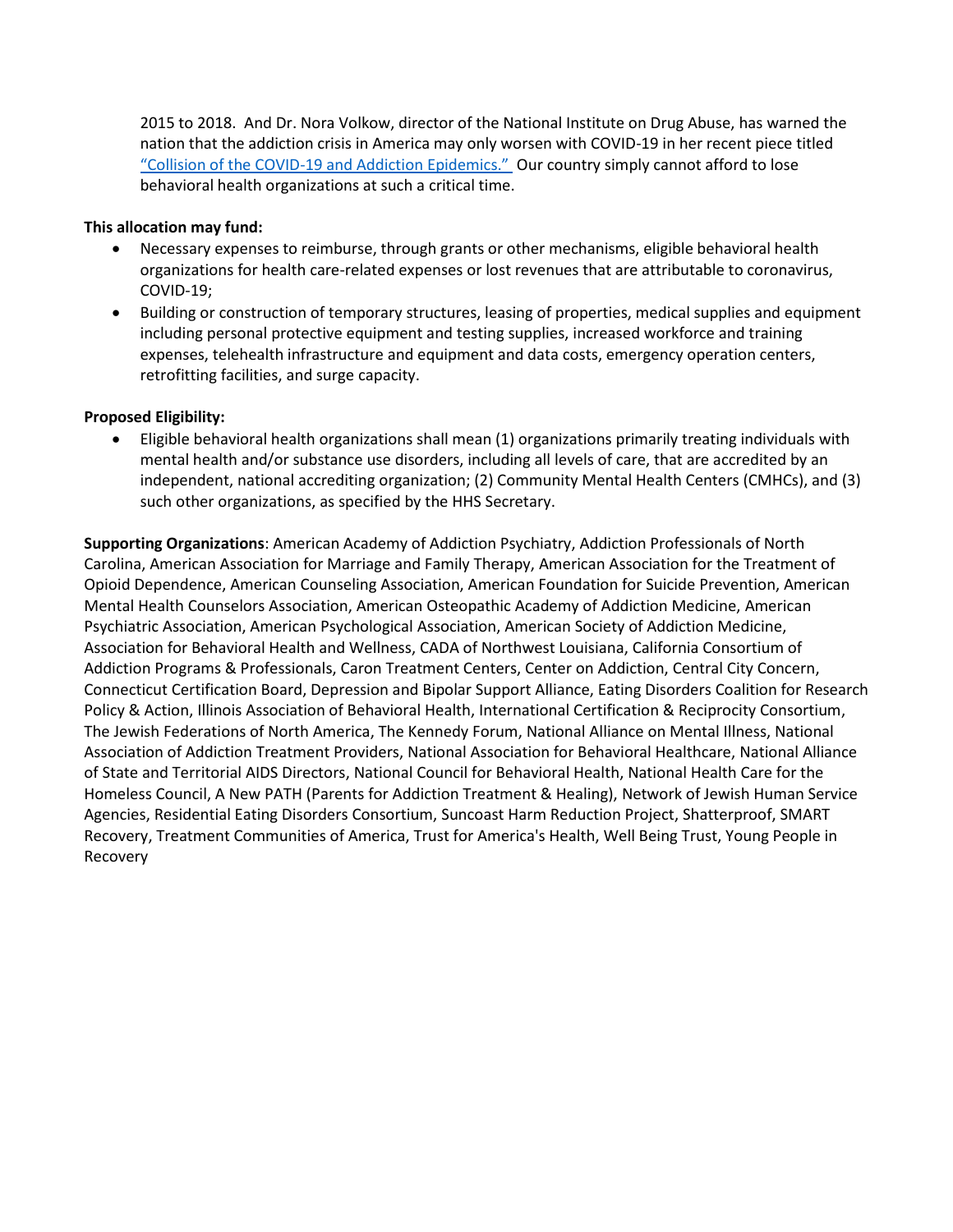2015 to 2018. And Dr. Nora Volkow, director of the National Institute on Drug Abuse, has warned the nation that the addiction crisis in America may only worsen with COVID-19 in her recent piece titled "Collision of the COVID-19 and Addiction Epidemics." Our country simply cannot afford to lose behavioral health organizations at such a critical time.

**This allocation may fund:**

- Necessary expenses to reimburse, through grants or other mechanisms, eligible behavioral health organizations for health care-related expenses or lost revenues that are attributable to coronavirus, COVID-19;
- Building or construction of temporary structures, leasing of properties, medical supplies and equipment including personal protective equipment and testing supplies, increased workforce and training expenses, telehealth infrastructure and equipment and data costs, emergency operation centers, retrofitting facilities, and surge capacity.

**Proposed Eligibility:**

- Eligible behavioral health organizations shall mean (1) organizations primarily treating individuals with mental health and/or substance use disorders, including all levels of care, that are accredited by an independent, national accrediting organization; (2) Community Mental Health Centers (CMHCs), and (3) such other organizations, as specified by the HHS Secretary.

**Supporting Organizations**: American Academy of Addiction Psychiatry, Addiction Professionals of North Carolina, American Association for Marriage and Family Therapy, American Association for the Treatment of Opioid Dependence, American Counseling Association, American Foundation for Suicide Prevention, American Mental Health Counselors Association, American Osteopathic Academy of Addiction Medicine, American Psychiatric Association, American Psychological Association, American Society of Addiction Medicine, Association for Behavioral Health and Wellness, CADA of Northwest Louisiana, California Consortium of Addiction Programs & Professionals, Caron Treatment Centers, Center on Addiction, Central City Concern, Connecticut Certification Board, Depression and Bipolar Support Alliance, Eating Disorders Coalition for Research Policy & Action, Illinois Association of Behavioral Health, International Certification & Reciprocity Consortium, The Jewish Federations of North America, The Kennedy Forum, National Alliance on Mental Illness, National Association of Addiction Treatment Providers, National Association for Behavioral Healthcare, National Alliance of State and Territorial AIDS Directors, National Council for Behavioral Health, National Health Care for the Homeless Council, A New PATH (Parents for Addiction Treatment & Healing), Network of Jewish Human Service Agencies, Residential Eating Disorders Consortium, Suncoast Harm Reduction Project, Shatterproof, SMART Recovery, Treatment Communities of America, Trust for America's Health, Well Being Trust, Young People in Recovery